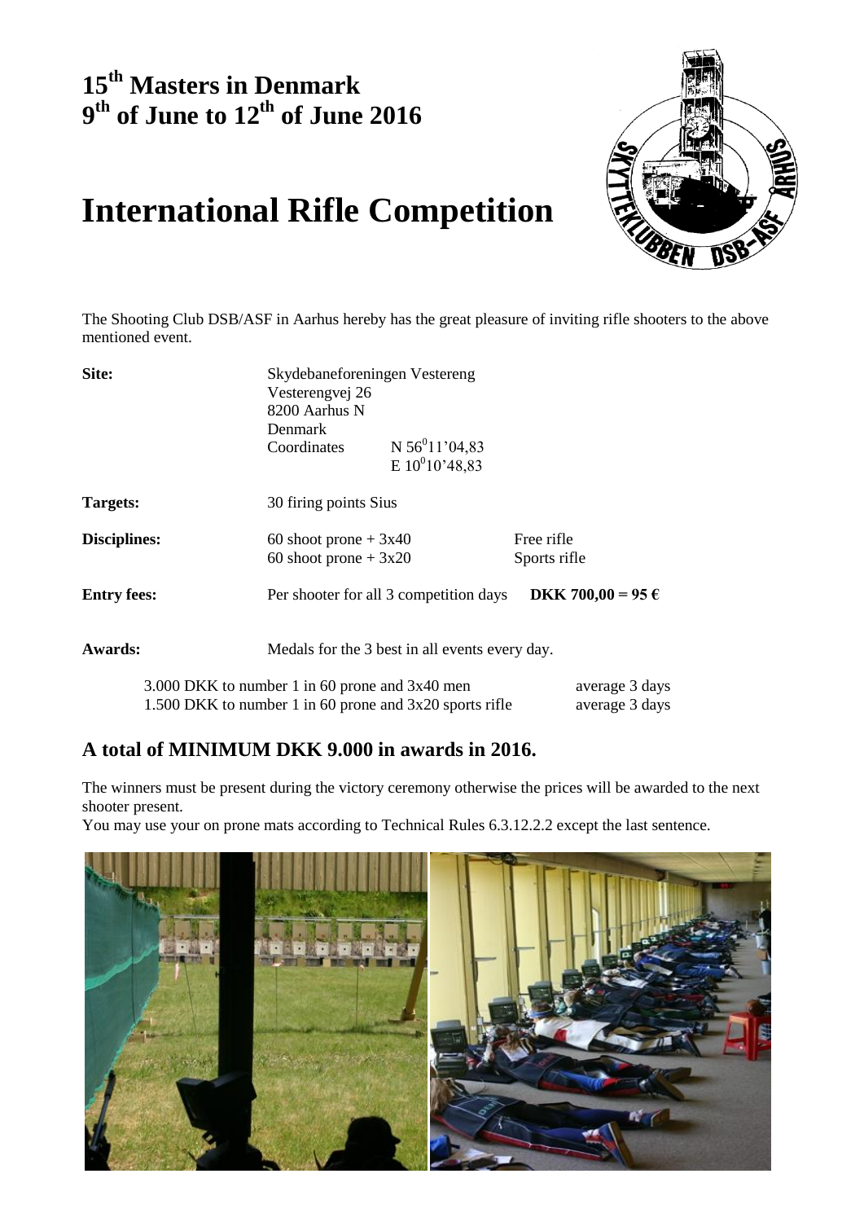# 15th Masters in Denmark
# 9th of June to 12th of June 2016

# International Rifle Competition

The Shooting Club DSB/ASF in Aarhus hereby has the great pleasure of inviting rifle shooters to the above mentioned event.

| | | | |
|---|---|---|---|
| **Site:** | Skydebaneforeningen Vestereng<br>Vesterengvej 26<br>8200 Aarhus N<br>Denmark | | |
| | Coordinates | N 56°11'04,83<br>E 10°10'48,83 | |
| **Targets:** | 30 firing points Sius | | |
| **Disciplines:** | 60 shoot prone + 3x40 | | Free rifle |
| | 60 shoot prone + 3x20 | | Sports rifle |
| **Entry fees:** | Per shooter for all 3 competition days | | **DKK 700,00 = 95 €** |
| **Awards:** | Medals for the 3 best in all events every day. | | |

3.000 DKK to number 1 in 60 prone and 3x40 men — average 3 days
1.500 DKK to number 1 in 60 prone and 3x20 sports rifle — average 3 days

## A total of MINIMUM DKK 9.000 in awards in 2016.

The winners must be present during the victory ceremony otherwise the prices will be awarded to the next shooter present.

You may use your on prone mats according to Technical Rules 6.3.12.2.2 except the last sentence.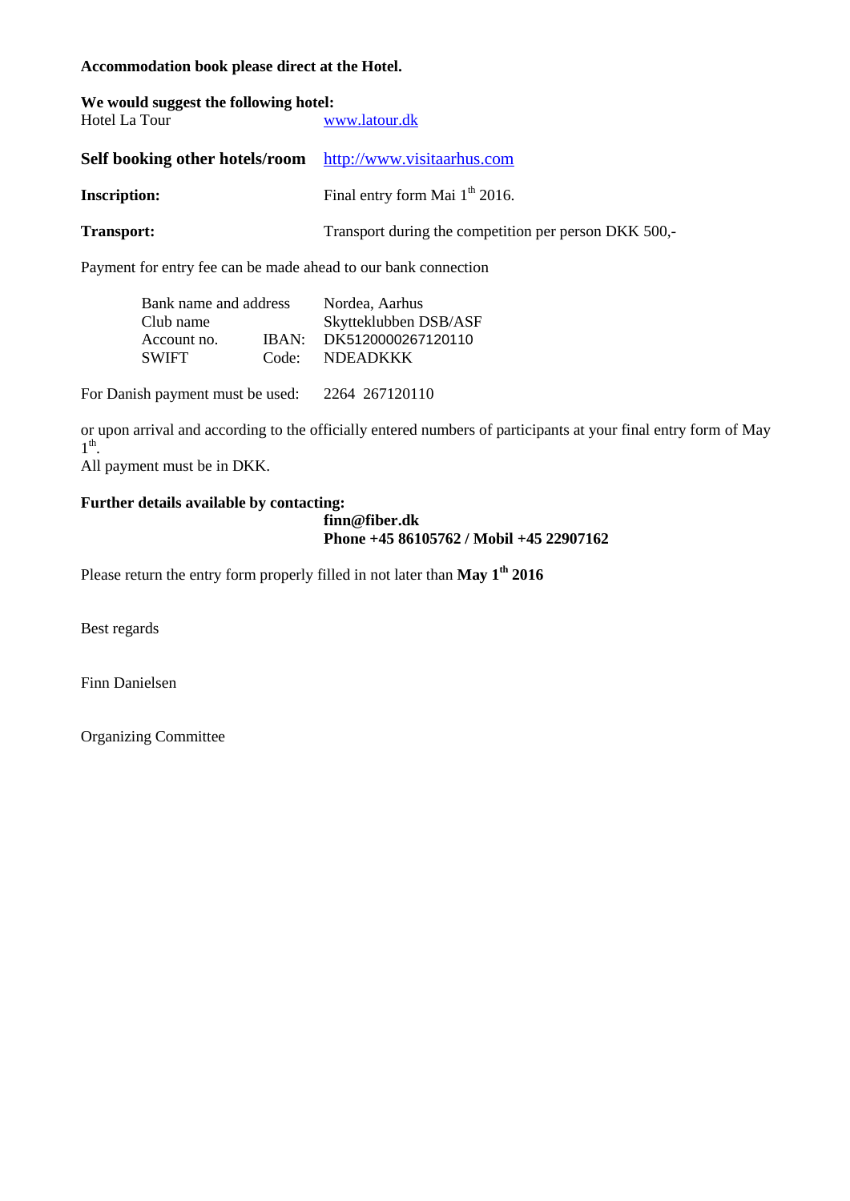**Accommodation book please direct at the Hotel.**

**We would suggest the following hotel:**

Hotel La Tour www.latour.dk

**Self booking other hotels/room** http://www.visitaarhus.com

**Inscription:** Final entry form Mai 1th 2016.

**Transport:** Transport during the competition per person DKK 500,-

Payment for entry fee can be made ahead to our bank connection

| | | |
|---|---|---|
| Bank name and address | | Nordea, Aarhus |
| Club name | | Skytteklubben DSB/ASF |
| Account no. | IBAN: | DK5120000267120110 |
| SWIFT | Code: | NDEADKKK |

For Danish payment must be used: 2264 267120110

or upon arrival and according to the officially entered numbers of participants at your final entry form of May 1th.

All payment must be in DKK.

**Further details available by contacting:**

**finn@fiber.dk**

**Phone +45 86105762 / Mobil +45 22907162**

Please return the entry form properly filled in not later than **May 1th 2016**

Best regards

Finn Danielsen

Organizing Committee